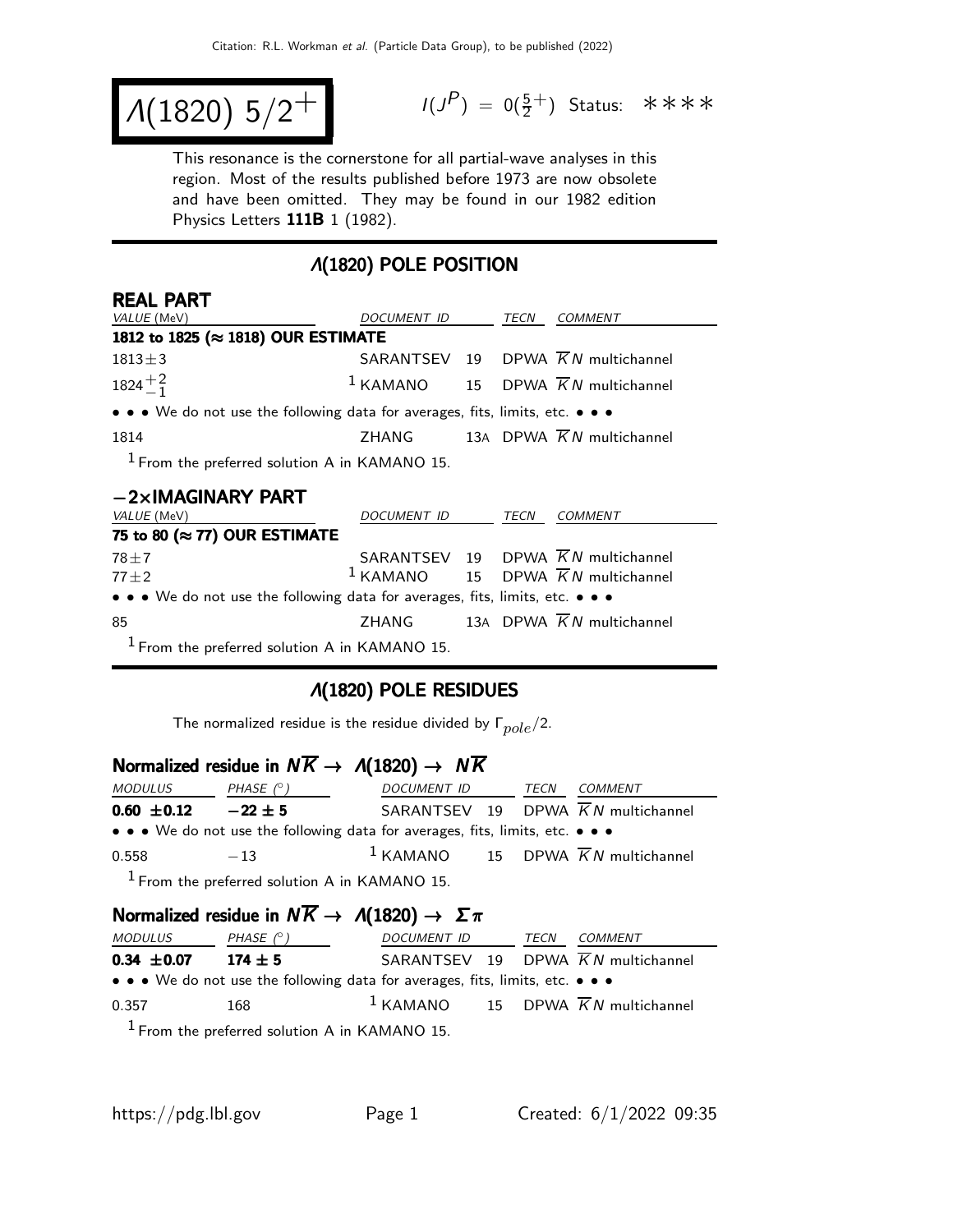# $\Lambda(1820)$ $5/2^+$

$I(J^P) = 0(\frac{5}{2}^+)$ Status: ∗∗∗∗

This resonance is the cornerstone for all partial-wave analyses in this region. Most of the results published before 1973 are now obsolete and have been omitted. They may be found in our 1982 edition Physics Letters **111B** 1 (1982).

## $\Lambda(1820)$ POLE POSITION

### REAL PART

| VALUE (MeV) | DOCUMENT ID | | TECN | COMMENT |
|---|---|---|---|---|
| **1812 to 1825 (≈ 1818) OUR ESTIMATE** | | | | |
| $1813 \pm 3$ | SARANTSEV | 19 | DPWA | $\overline{K}N$ multichannel |
| $1824^{+2}_{-1}$ | [1] KAMANO | 15 | DPWA | $\overline{K}N$ multichannel |
| • • • We do not use the following data for averages, fits, limits, etc. • • • | | | | |
| 1814 | ZHANG | 13A | DPWA | $\overline{K}N$ multichannel |

[1] From the preferred solution A in KAMANO 15.

### −2×IMAGINARY PART

| VALUE (MeV) | DOCUMENT ID | | TECN | COMMENT |
|---|---|---|---|---|
| **75 to 80 (≈ 77) OUR ESTIMATE** | | | | |
| $78 \pm 7$ | SARANTSEV | 19 | DPWA | $\overline{K}N$ multichannel |
| $77 \pm 2$ | [1] KAMANO | 15 | DPWA | $\overline{K}N$ multichannel |
| • • • We do not use the following data for averages, fits, limits, etc. • • • | | | | |
| 85 | ZHANG | 13A | DPWA | $\overline{K}N$ multichannel |

[1] From the preferred solution A in KAMANO 15.

## $\Lambda(1820)$ POLE RESIDUES

The normalized residue is the residue divided by $\Gamma_{pole}/2$.

### Normalized residue in $N\overline{K} \to \Lambda(1820) \to N\overline{K}$

| MODULUS | PHASE (°) | DOCUMENT ID | | TECN | COMMENT |
|---|---|---|---|---|---|
| **0.60 ±0.12** | **−22 ± 5** | SARANTSEV | 19 | DPWA | $\overline{K}N$ multichannel |
| • • • We do not use the following data for averages, fits, limits, etc. • • • | | | | | |
| 0.558 | −13 | [1] KAMANO | 15 | DPWA | $\overline{K}N$ multichannel |

[1] From the preferred solution A in KAMANO 15.

### Normalized residue in $N\overline{K} \to \Lambda(1820) \to \Sigma\pi$

| MODULUS | PHASE (°) | DOCUMENT ID | | TECN | COMMENT |
|---|---|---|---|---|---|
| **0.34 ±0.07** | **174 ± 5** | SARANTSEV | 19 | DPWA | $\overline{K}N$ multichannel |
| • • • We do not use the following data for averages, fits, limits, etc. • • • | | | | | |
| 0.357 | 168 | [1] KAMANO | 15 | DPWA | $\overline{K}N$ multichannel |

[1] From the preferred solution A in KAMANO 15.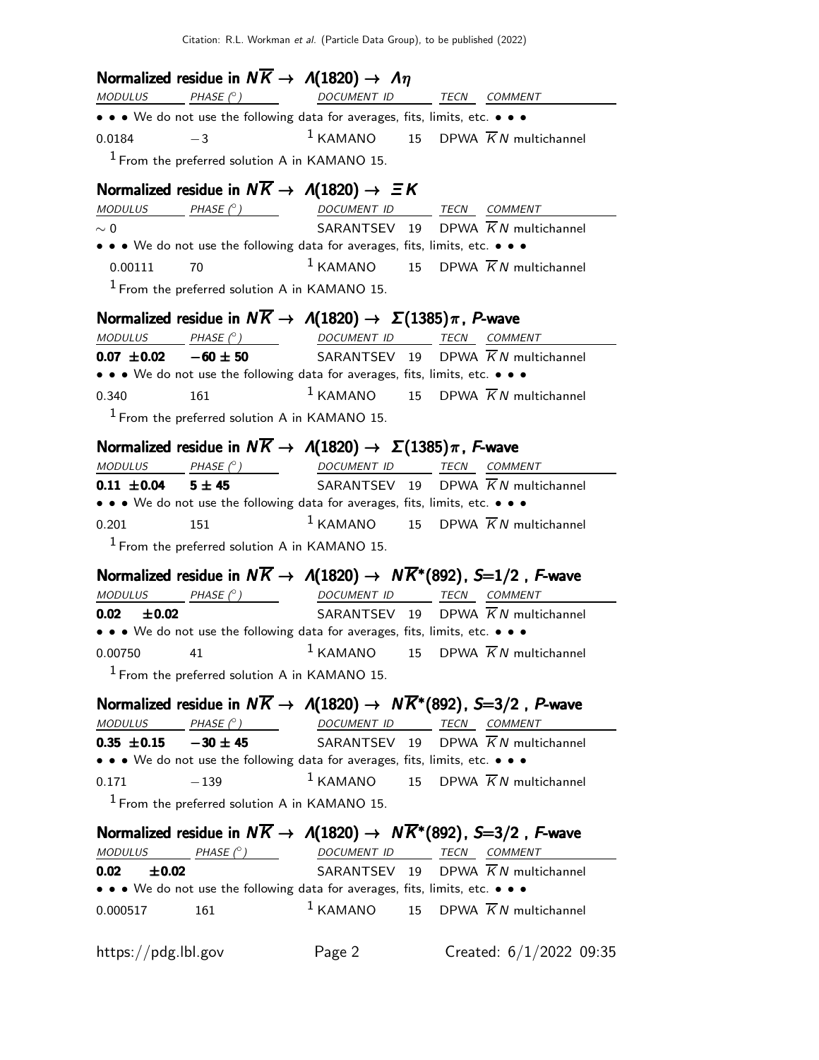### Normalized residue in $N\overline{K} \to \Lambda(1820) \to \Lambda\eta$

| MODULUS | PHASE (°) | DOCUMENT ID | | TECN | COMMENT |
|---|---|---|---|---|---|
| • • • We do not use the following data for averages, fits, limits, etc. • • • | | | | | |
| 0.0184 | −3 | [1] KAMANO | 15 | DPWA | $\overline{K}N$ multichannel |

[1] From the preferred solution A in KAMANO 15.

### Normalized residue in $N\overline{K} \to \Lambda(1820) \to \Xi K$

| MODULUS | PHASE (°) | DOCUMENT ID | | TECN | COMMENT |
|---|---|---|---|---|---|
| $\sim 0$ | | SARANTSEV | 19 | DPWA | $\overline{K}N$ multichannel |
| • • • We do not use the following data for averages, fits, limits, etc. • • • | | | | | |
| 0.00111 | 70 | [1] KAMANO | 15 | DPWA | $\overline{K}N$ multichannel |

[1] From the preferred solution A in KAMANO 15.

### Normalized residue in $N\overline{K} \to \Lambda(1820) \to \Sigma(1385)\pi$, *P*-wave

| MODULUS | PHASE (°) | DOCUMENT ID | | TECN | COMMENT |
|---|---|---|---|---|---|
| **0.07 ±0.02** | **−60 ± 50** | SARANTSEV | 19 | DPWA | $\overline{K}N$ multichannel |
| • • • We do not use the following data for averages, fits, limits, etc. • • • | | | | | |
| 0.340 | 161 | [1] KAMANO | 15 | DPWA | $\overline{K}N$ multichannel |

[1] From the preferred solution A in KAMANO 15.

### Normalized residue in $N\overline{K} \to \Lambda(1820) \to \Sigma(1385)\pi$, *F*-wave

| MODULUS | PHASE (°) | DOCUMENT ID | | TECN | COMMENT |
|---|---|---|---|---|---|
| **0.11 ±0.04** | **5 ± 45** | SARANTSEV | 19 | DPWA | $\overline{K}N$ multichannel |
| • • • We do not use the following data for averages, fits, limits, etc. • • • | | | | | |
| 0.201 | 151 | [1] KAMANO | 15 | DPWA | $\overline{K}N$ multichannel |

[1] From the preferred solution A in KAMANO 15.

### Normalized residue in $N\overline{K} \to \Lambda(1820) \to N\overline{K}^*(892)$, $S$=1/2 , *F*-wave

| MODULUS | PHASE (°) | DOCUMENT ID | | TECN | COMMENT |
|---|---|---|---|---|---|
| **0.02 ±0.02** | | SARANTSEV | 19 | DPWA | $\overline{K}N$ multichannel |
| • • • We do not use the following data for averages, fits, limits, etc. • • • | | | | | |
| 0.00750 | 41 | [1] KAMANO | 15 | DPWA | $\overline{K}N$ multichannel |

[1] From the preferred solution A in KAMANO 15.

### Normalized residue in $N\overline{K} \to \Lambda(1820) \to N\overline{K}^*(892)$, $S$=3/2 , *P*-wave

| MODULUS | PHASE (°) | DOCUMENT ID | | TECN | COMMENT |
|---|---|---|---|---|---|
| **0.35 ±0.15** | **−30 ± 45** | SARANTSEV | 19 | DPWA | $\overline{K}N$ multichannel |
| • • • We do not use the following data for averages, fits, limits, etc. • • • | | | | | |
| 0.171 | −139 | [1] KAMANO | 15 | DPWA | $\overline{K}N$ multichannel |

[1] From the preferred solution A in KAMANO 15.

### Normalized residue in $N\overline{K} \to \Lambda(1820) \to N\overline{K}^*(892)$, $S$=3/2 , *F*-wave

| MODULUS | PHASE (°) | DOCUMENT ID | | TECN | COMMENT |
|---|---|---|---|---|---|
| **0.02 ±0.02** | | SARANTSEV | 19 | DPWA | $\overline{K}N$ multichannel |
| • • • We do not use the following data for averages, fits, limits, etc. • • • | | | | | |
| 0.000517 | 161 | [1] KAMANO | 15 | DPWA | $\overline{K}N$ multichannel |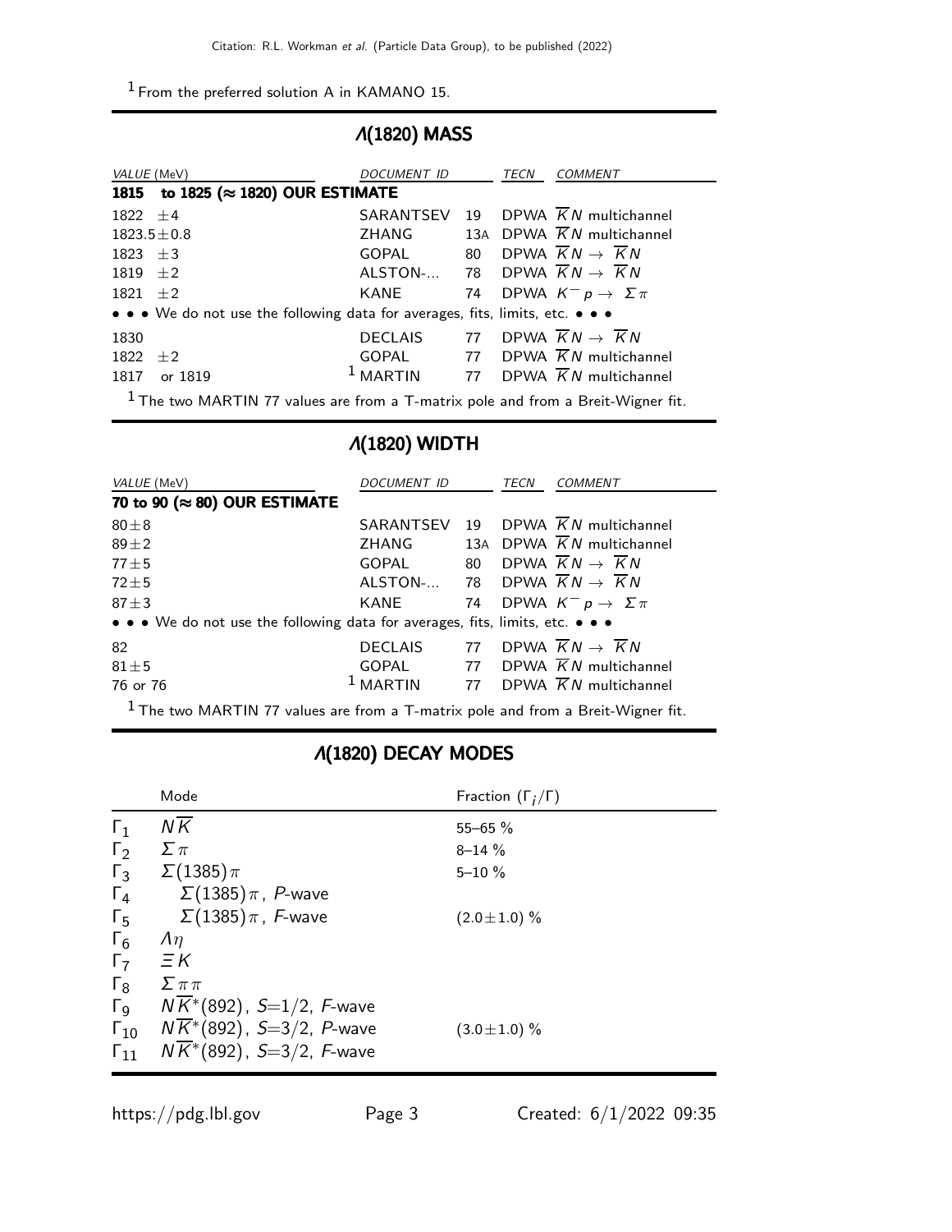[1] From the preferred solution A in KAMANO 15.

## $\Lambda(1820)$ MASS

| VALUE (MeV) | DOCUMENT ID | | TECN | COMMENT |
|---|---|---|---|---|
| **1815 to 1825 (≈ 1820) OUR ESTIMATE** | | | | |
| 1822 ±4 | SARANTSEV | 19 | DPWA | $\overline{K}N$ multichannel |
| 1823.5±0.8 | ZHANG | 13A | DPWA | $\overline{K}N$ multichannel |
| 1823 ±3 | GOPAL | 80 | DPWA | $\overline{K}N \rightarrow \overline{K}N$ |
| 1819 ±2 | ALSTON-... | 78 | DPWA | $\overline{K}N \rightarrow \overline{K}N$ |
| 1821 ±2 | KANE | 74 | DPWA | $K^- p \rightarrow \Sigma\pi$ |
| • • • We do not use the following data for averages, fits, limits, etc. • • • | | | | |
| 1830 | DECLAIS | 77 | DPWA | $\overline{K}N \rightarrow \overline{K}N$ |
| 1822 ±2 | GOPAL | 77 | DPWA | $\overline{K}N$ multichannel |
| 1817 or 1819 | [1] MARTIN | 77 | DPWA | $\overline{K}N$ multichannel |

[1] The two MARTIN 77 values are from a T-matrix pole and from a Breit-Wigner fit.

## $\Lambda(1820)$ WIDTH

| VALUE (MeV) | DOCUMENT ID | | TECN | COMMENT |
|---|---|---|---|---|
| **70 to 90 (≈ 80) OUR ESTIMATE** | | | | |
| 80±8 | SARANTSEV | 19 | DPWA | $\overline{K}N$ multichannel |
| 89±2 | ZHANG | 13A | DPWA | $\overline{K}N$ multichannel |
| 77±5 | GOPAL | 80 | DPWA | $\overline{K}N \rightarrow \overline{K}N$ |
| 72±5 | ALSTON-... | 78 | DPWA | $\overline{K}N \rightarrow \overline{K}N$ |
| 87±3 | KANE | 74 | DPWA | $K^- p \rightarrow \Sigma\pi$ |
| • • • We do not use the following data for averages, fits, limits, etc. • • • | | | | |
| 82 | DECLAIS | 77 | DPWA | $\overline{K}N \rightarrow \overline{K}N$ |
| 81±5 | GOPAL | 77 | DPWA | $\overline{K}N$ multichannel |
| 76 or 76 | [1] MARTIN | 77 | DPWA | $\overline{K}N$ multichannel |

[1] The two MARTIN 77 values are from a T-matrix pole and from a Breit-Wigner fit.

## $\Lambda(1820)$ DECAY MODES

| | Mode | Fraction ($\Gamma_i/\Gamma$) |
|---|---|---|
| $\Gamma_1$ | $N\overline{K}$ | 55–65 % |
| $\Gamma_2$ | $\Sigma\pi$ | 8–14 % |
| $\Gamma_3$ | $\Sigma(1385)\pi$ | 5–10 % |
| $\Gamma_4$ | $\Sigma(1385)\pi$, $P$-wave | |
| $\Gamma_5$ | $\Sigma(1385)\pi$, $F$-wave | (2.0±1.0) % |
| $\Gamma_6$ | $\Lambda\eta$ | |
| $\Gamma_7$ | $\Xi K$ | |
| $\Gamma_8$ | $\Sigma\pi\pi$ | |
| $\Gamma_9$ | $N\overline{K}^*(892)$, $S$=1/2, $F$-wave | |
| $\Gamma_{10}$ | $N\overline{K}^*(892)$, $S$=3/2, $P$-wave | (3.0±1.0) % |
| $\Gamma_{11}$ | $N\overline{K}^*(892)$, $S$=3/2, $F$-wave | |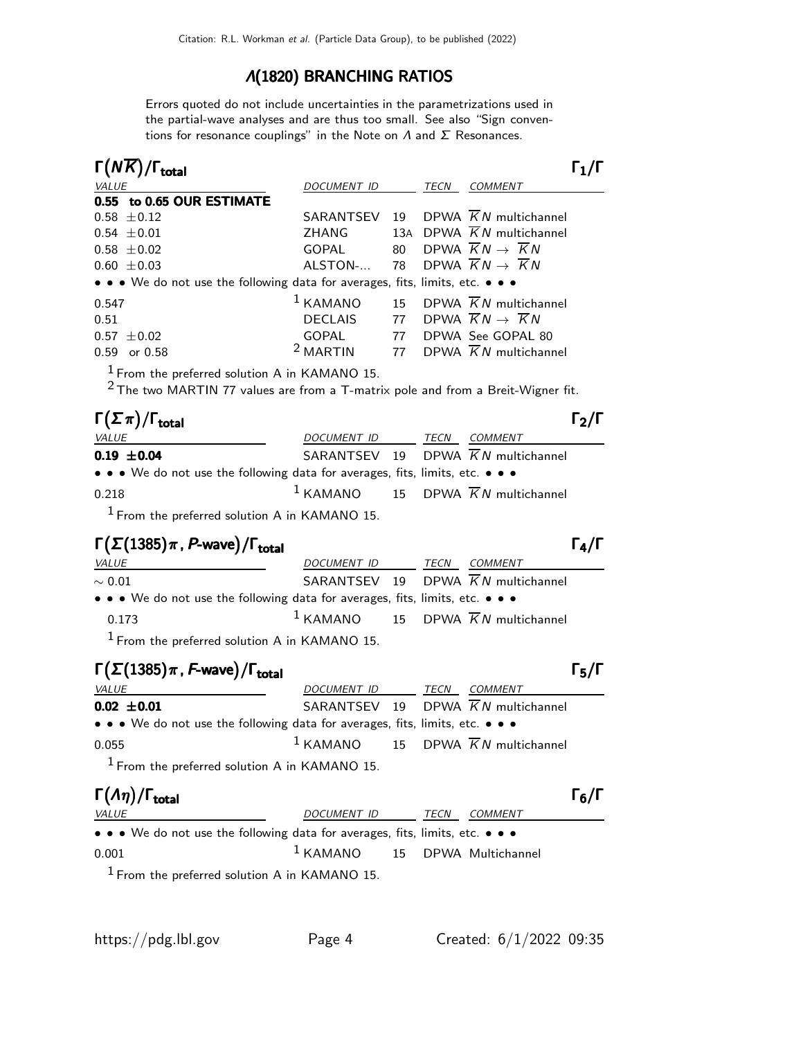## $\Lambda(1820)$ BRANCHING RATIOS

Errors quoted do not include uncertainties in the parametrizations used in the partial-wave analyses and are thus too small. See also "Sign conventions for resonance couplings" in the Note on $\Lambda$ and $\Sigma$ Resonances.

### $\Gamma(N\overline{K})/\Gamma_{total}$ — $\Gamma_1/\Gamma$

| VALUE | DOCUMENT ID | | TECN | COMMENT |
|---|---|---|---|---|
| **0.55 to 0.65 OUR ESTIMATE** | | | | |
| 0.58 ±0.12 | SARANTSEV | 19 | DPWA | $\overline{K}N$ multichannel |
| 0.54 ±0.01 | ZHANG | 13A | DPWA | $\overline{K}N$ multichannel |
| 0.58 ±0.02 | GOPAL | 80 | DPWA | $\overline{K}N \to \overline{K}N$ |
| 0.60 ±0.03 | ALSTON-... | 78 | DPWA | $\overline{K}N \to \overline{K}N$ |
| • • • We do not use the following data for averages, fits, limits, etc. • • • | | | | |
| 0.547 | [1] KAMANO | 15 | DPWA | $\overline{K}N$ multichannel |
| 0.51 | DECLAIS | 77 | DPWA | $\overline{K}N \to \overline{K}N$ |
| 0.57 ±0.02 | GOPAL | 77 | DPWA | See GOPAL 80 |
| 0.59 or 0.58 | [2] MARTIN | 77 | DPWA | $\overline{K}N$ multichannel |

[1] From the preferred solution A in KAMANO 15.

[2] The two MARTIN 77 values are from a T-matrix pole and from a Breit-Wigner fit.

### $\Gamma(\Sigma\pi)/\Gamma_{total}$ — $\Gamma_2/\Gamma$

| VALUE | DOCUMENT ID | | TECN | COMMENT |
|---|---|---|---|---|
| **0.19 ±0.04** | SARANTSEV | 19 | DPWA | $\overline{K}N$ multichannel |
| • • • We do not use the following data for averages, fits, limits, etc. • • • | | | | |
| 0.218 | [1] KAMANO | 15 | DPWA | $\overline{K}N$ multichannel |

[1] From the preferred solution A in KAMANO 15.

### $\Gamma(\Sigma(1385)\pi$, *P*-wave$)/\Gamma_{total}$ — $\Gamma_4/\Gamma$

| VALUE | DOCUMENT ID | | TECN | COMMENT |
|---|---|---|---|---|
| ~ 0.01 | SARANTSEV | 19 | DPWA | $\overline{K}N$ multichannel |
| • • • We do not use the following data for averages, fits, limits, etc. • • • | | | | |
| 0.173 | [1] KAMANO | 15 | DPWA | $\overline{K}N$ multichannel |

[1] From the preferred solution A in KAMANO 15.

### $\Gamma(\Sigma(1385)\pi$, *F*-wave$)/\Gamma_{total}$ — $\Gamma_5/\Gamma$

| VALUE | DOCUMENT ID | | TECN | COMMENT |
|---|---|---|---|---|
| **0.02 ±0.01** | SARANTSEV | 19 | DPWA | $\overline{K}N$ multichannel |
| • • • We do not use the following data for averages, fits, limits, etc. • • • | | | | |
| 0.055 | [1] KAMANO | 15 | DPWA | $\overline{K}N$ multichannel |

[1] From the preferred solution A in KAMANO 15.

### $\Gamma(\Lambda\eta)/\Gamma_{total}$ — $\Gamma_6/\Gamma$

| VALUE | DOCUMENT ID | | TECN | COMMENT |
|---|---|---|---|---|
| • • • We do not use the following data for averages, fits, limits, etc. • • • | | | | |
| 0.001 | [1] KAMANO | 15 | DPWA | Multichannel |

[1] From the preferred solution A in KAMANO 15.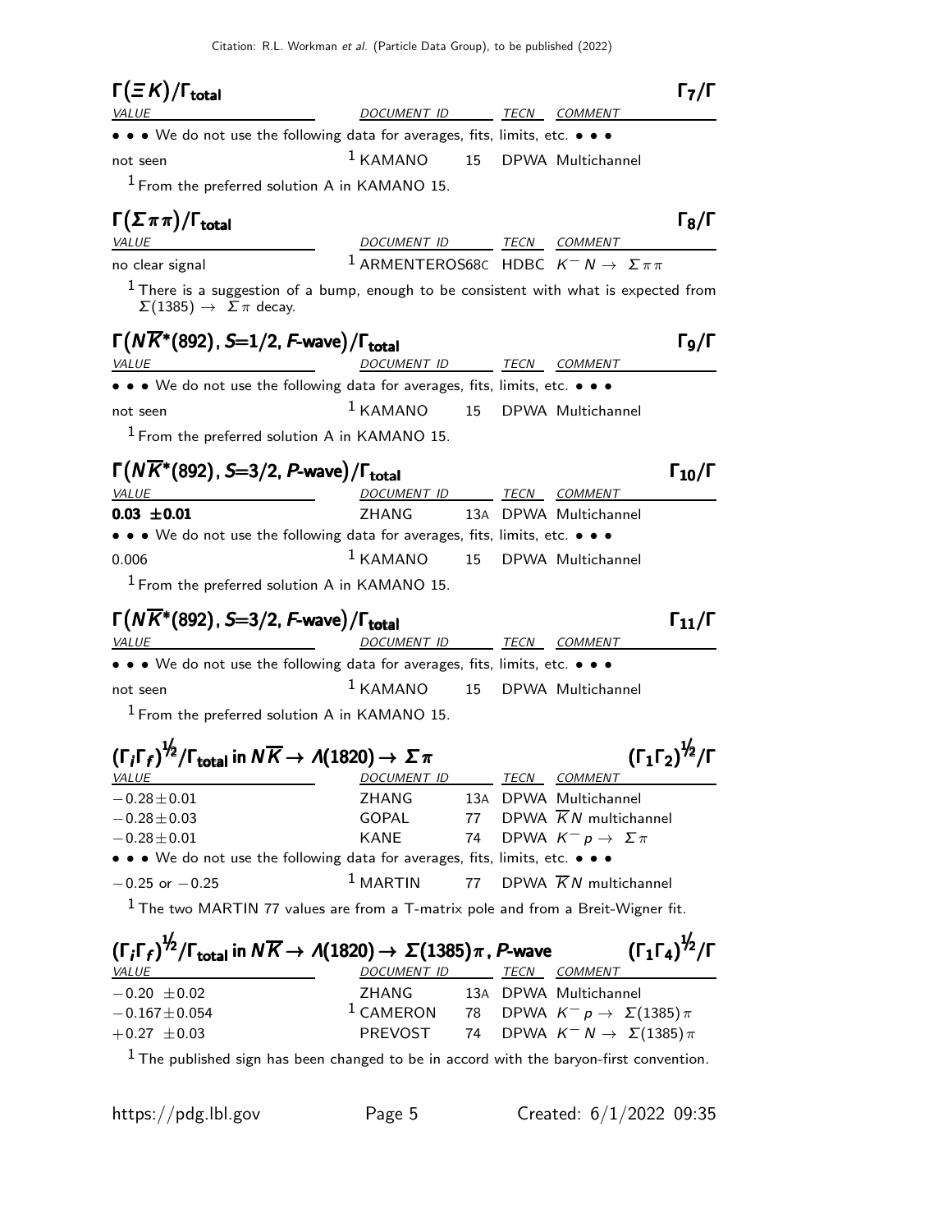### $\Gamma(\Xi K)/\Gamma_{\text{total}}$ $\quad\Gamma_7/\Gamma$

| VALUE | DOCUMENT ID | | TECN | COMMENT |
|---|---|---|---|---|
| • • • We do not use the following data for averages, fits, limits, etc. • • • | | | | |
| not seen | [1] KAMANO | 15 | DPWA | Multichannel |

[1] From the preferred solution A in KAMANO 15.

### $\Gamma(\Sigma\pi\pi)/\Gamma_{\text{total}}$ $\quad\Gamma_8/\Gamma$

| VALUE | DOCUMENT ID | | TECN | COMMENT |
|---|---|---|---|---|
| no clear signal | [1] ARMENTEROS | 68C | HDBC | $K^- N \to \Sigma\pi\pi$ |

[1] There is a suggestion of a bump, enough to be consistent with what is expected from $\Sigma(1385) \to \Sigma\pi$ decay.

### $\Gamma(N\overline{K}^*(892),\ S=1/2,\ F\text{-wave})/\Gamma_{\text{total}}$ $\quad\Gamma_9/\Gamma$

| VALUE | DOCUMENT ID | | TECN | COMMENT |
|---|---|---|---|---|
| • • • We do not use the following data for averages, fits, limits, etc. • • • | | | | |
| not seen | [1] KAMANO | 15 | DPWA | Multichannel |

[1] From the preferred solution A in KAMANO 15.

### $\Gamma(N\overline{K}^*(892),\ S=3/2,\ P\text{-wave})/\Gamma_{\text{total}}$ $\quad\Gamma_{10}/\Gamma$

| VALUE | DOCUMENT ID | | TECN | COMMENT |
|---|---|---|---|---|
| **0.03 ±0.01** | ZHANG | 13A | DPWA | Multichannel |
| • • • We do not use the following data for averages, fits, limits, etc. • • • | | | | |
| 0.006 | [1] KAMANO | 15 | DPWA | Multichannel |

[1] From the preferred solution A in KAMANO 15.

### $\Gamma(N\overline{K}^*(892),\ S=3/2,\ F\text{-wave})/\Gamma_{\text{total}}$ $\quad\Gamma_{11}/\Gamma$

| VALUE | DOCUMENT ID | | TECN | COMMENT |
|---|---|---|---|---|
| • • • We do not use the following data for averages, fits, limits, etc. • • • | | | | |
| not seen | [1] KAMANO | 15 | DPWA | Multichannel |

[1] From the preferred solution A in KAMANO 15.

### $(\Gamma_i\Gamma_f)^{1/2}/\Gamma_{\text{total}}$ in $N\overline{K} \to \Lambda(1820) \to \Sigma\pi$ $\quad(\Gamma_1\Gamma_2)^{1/2}/\Gamma$

| VALUE | DOCUMENT ID | | TECN | COMMENT |
|---|---|---|---|---|
| $-0.28\pm0.01$ | ZHANG | 13A | DPWA | Multichannel |
| $-0.28\pm0.03$ | GOPAL | 77 | DPWA | $\overline{K}N$ multichannel |
| $-0.28\pm0.01$ | KANE | 74 | DPWA | $K^- p \to \Sigma\pi$ |
| • • • We do not use the following data for averages, fits, limits, etc. • • • | | | | |
| $-0.25$ or $-0.25$ | [1] MARTIN | 77 | DPWA | $\overline{K}N$ multichannel |

[1] The two MARTIN 77 values are from a T-matrix pole and from a Breit-Wigner fit.

### $(\Gamma_i\Gamma_f)^{1/2}/\Gamma_{\text{total}}$ in $N\overline{K} \to \Lambda(1820) \to \Sigma(1385)\pi$, $P$-wave $\quad(\Gamma_1\Gamma_4)^{1/2}/\Gamma$

| VALUE | DOCUMENT ID | | TECN | COMMENT |
|---|---|---|---|---|
| $-0.20\ \pm0.02$ | ZHANG | 13A | DPWA | Multichannel |
| $-0.167\pm0.054$ | [1] CAMERON | 78 | DPWA | $K^- p \to \Sigma(1385)\pi$ |
| $+0.27\ \pm0.03$ | PREVOST | 74 | DPWA | $K^- N \to \Sigma(1385)\pi$ |

[1] The published sign has been changed to be in accord with the baryon-first convention.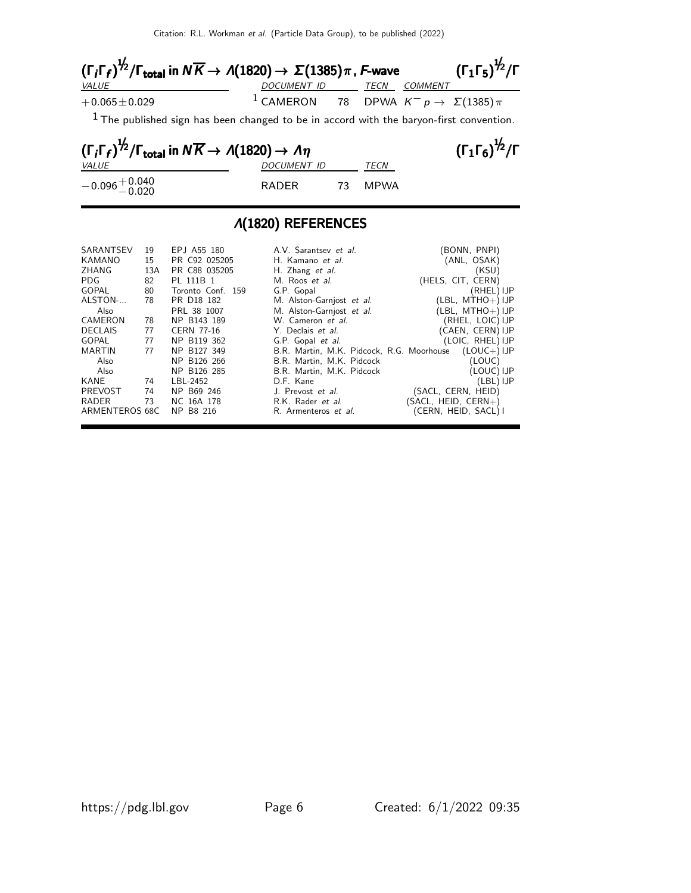### $(\Gamma_i \Gamma_f)^{1/2}/\Gamma_{total}$ in $N\overline{K} \to \Lambda(1820) \to \Sigma(1385)\pi$, *F*-wave $\qquad (\Gamma_1\Gamma_5)^{1/2}/\Gamma$

| VALUE | DOCUMENT ID | | TECN | COMMENT |
|---|---|---|---|---|
| $+0.065 \pm 0.029$ | [1] CAMERON | 78 | DPWA | $K^- p \to \Sigma(1385)\pi$ |

[1] The published sign has been changed to be in accord with the baryon-first convention.

### $(\Gamma_i \Gamma_f)^{1/2}/\Gamma_{total}$ in $N\overline{K} \to \Lambda(1820) \to \Lambda\eta$ $\qquad (\Gamma_1\Gamma_6)^{1/2}/\Gamma$

| VALUE | DOCUMENT ID | | TECN |
|---|---|---|---|
| $-0.096^{+0.040}_{-0.020}$ | RADER | 73 | MPWA |

## Λ(1820) REFERENCES

| | | | | |
|---|---|---|---|---|
| SARANTSEV | 19 | EPJ A55 180 | A.V. Sarantsev *et al.* | (BONN, PNPI) |
| KAMANO | 15 | PR C92 025205 | H. Kamano *et al.* | (ANL, OSAK) |
| ZHANG | 13A | PR C88 035205 | H. Zhang *et al.* | (KSU) |
| PDG | 82 | PL 111B 1 | M. Roos *et al.* | (HELS, CIT, CERN) |
| GOPAL | 80 | Toronto Conf. 159 | G.P. Gopal | (RHEL) IJP |
| ALSTON-... | 78 | PR D18 182 | M. Alston-Garnjost *et al.* | (LBL, MTHO+) IJP |
| Also | | PRL 38 1007 | M. Alston-Garnjost *et al.* | (LBL, MTHO+) IJP |
| CAMERON | 78 | NP B143 189 | W. Cameron *et al.* | (RHEL, LOIC) IJP |
| DECLAIS | 77 | CERN 77-16 | Y. Declais *et al.* | (CAEN, CERN) IJP |
| GOPAL | 77 | NP B119 362 | G.P. Gopal *et al.* | (LOIC, RHEL) IJP |
| MARTIN | 77 | NP B127 349 | B.R. Martin, M.K. Pidcock, R.G. Moorhouse | (LOUC+) IJP |
| Also | | NP B126 266 | B.R. Martin, M.K. Pidcock | (LOUC) |
| Also | | NP B126 285 | B.R. Martin, M.K. Pidcock | (LOUC) IJP |
| KANE | 74 | LBL-2452 | D.F. Kane | (LBL) IJP |
| PREVOST | 74 | NP B69 246 | J. Prevost *et al.* | (SACL, CERN, HEID) |
| RADER | 73 | NC 16A 178 | R.K. Rader *et al.* | (SACL, HEID, CERN+) |
| ARMENTEROS | 68C | NP B8 216 | R. Armenteros *et al.* | (CERN, HEID, SACL) I |